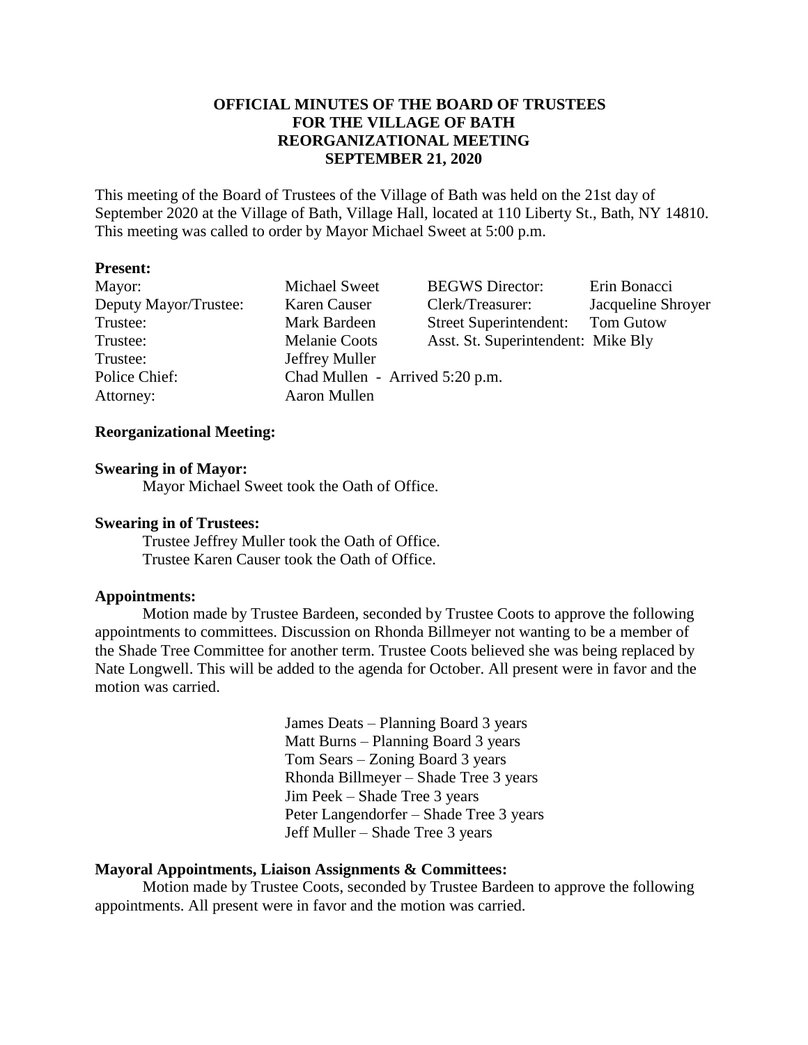# OFFICIAL MINUTES OF THE BOARD OF TRUSTEES FOR THE VILLAGE OF BATH REORGANIZATIONAL MEETING SEPTEMBER 21, 2020

This meeting of the Board of Trustees of the Village of Bath was held on the 21st day of September 2020 at the Village of Bath, Village Hall, located at 110 Liberty St., Bath, NY 14810. This meeting was called to order by Mayor Michael Sweet at 5:00 p.m.

**Present:**

| | | | |
|---|---|---|---|
| Mayor: | Michael Sweet | BEGWS Director: | Erin Bonacci |
| Deputy Mayor/Trustee: | Karen Causer | Clerk/Treasurer: | Jacqueline Shroyer |
| Trustee: | Mark Bardeen | Street Superintendent: | Tom Gutow |
| Trustee: | Melanie Coots | Asst. St. Superintendent: | Mike Bly |
| Trustee: | Jeffrey Muller | | |
| Police Chief: | Chad Mullen - Arrived 5:20 p.m. | | |
| Attorney: | Aaron Mullen | | |

**Reorganizational Meeting:**

**Swearing in of Mayor:**

Mayor Michael Sweet took the Oath of Office.

**Swearing in of Trustees:**

Trustee Jeffrey Muller took the Oath of Office.
Trustee Karen Causer took the Oath of Office.

**Appointments:**

Motion made by Trustee Bardeen, seconded by Trustee Coots to approve the following appointments to committees. Discussion on Rhonda Billmeyer not wanting to be a member of the Shade Tree Committee for another term. Trustee Coots believed she was being replaced by Nate Longwell. This will be added to the agenda for October. All present were in favor and the motion was carried.

James Deats – Planning Board 3 years
Matt Burns – Planning Board 3 years
Tom Sears – Zoning Board 3 years
Rhonda Billmeyer – Shade Tree 3 years
Jim Peek – Shade Tree 3 years
Peter Langendorfer – Shade Tree 3 years
Jeff Muller – Shade Tree 3 years

**Mayoral Appointments, Liaison Assignments & Committees:**

Motion made by Trustee Coots, seconded by Trustee Bardeen to approve the following appointments. All present were in favor and the motion was carried.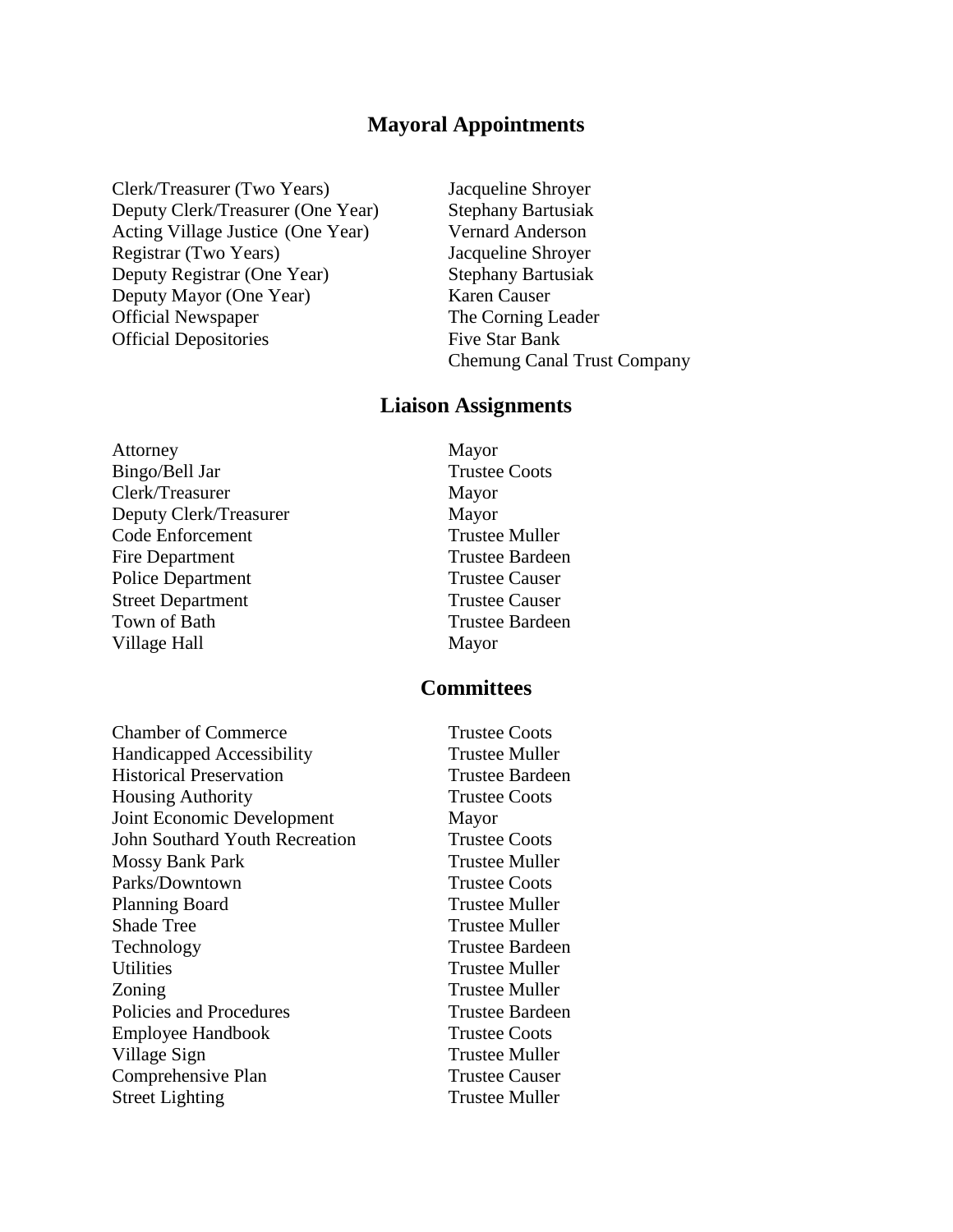## Mayoral Appointments

| | |
|---|---|
| Clerk/Treasurer (Two Years) | Jacqueline Shroyer |
| Deputy Clerk/Treasurer (One Year) | Stephany Bartusiak |
| Acting Village Justice (One Year) | Vernard Anderson |
| Registrar (Two Years) | Jacqueline Shroyer |
| Deputy Registrar (One Year) | Stephany Bartusiak |
| Deputy Mayor (One Year) | Karen Causer |
| Official Newspaper | The Corning Leader |
| Official Depositories | Five Star Bank |
| | Chemung Canal Trust Company |

## Liaison Assignments

| | |
|---|---|
| Attorney | Mayor |
| Bingo/Bell Jar | Trustee Coots |
| Clerk/Treasurer | Mayor |
| Deputy Clerk/Treasurer | Mayor |
| Code Enforcement | Trustee Muller |
| Fire Department | Trustee Bardeen |
| Police Department | Trustee Causer |
| Street Department | Trustee Causer |
| Town of Bath | Trustee Bardeen |
| Village Hall | Mayor |

## Committees

| | |
|---|---|
| Chamber of Commerce | Trustee Coots |
| Handicapped Accessibility | Trustee Muller |
| Historical Preservation | Trustee Bardeen |
| Housing Authority | Trustee Coots |
| Joint Economic Development | Mayor |
| John Southard Youth Recreation | Trustee Coots |
| Mossy Bank Park | Trustee Muller |
| Parks/Downtown | Trustee Coots |
| Planning Board | Trustee Muller |
| Shade Tree | Trustee Muller |
| Technology | Trustee Bardeen |
| Utilities | Trustee Muller |
| Zoning | Trustee Muller |
| Policies and Procedures | Trustee Bardeen |
| Employee Handbook | Trustee Coots |
| Village Sign | Trustee Muller |
| Comprehensive Plan | Trustee Causer |
| Street Lighting | Trustee Muller |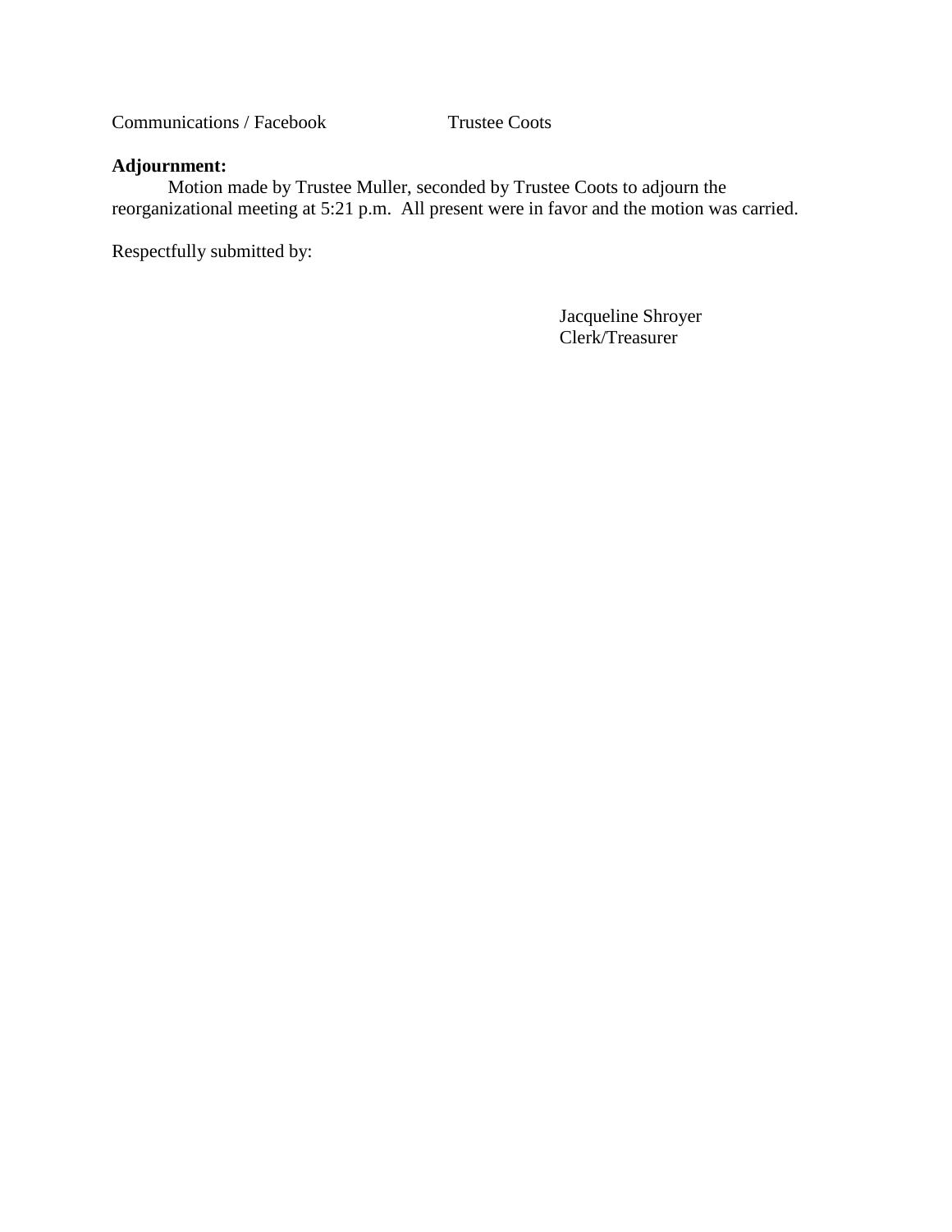Communications / Facebook Trustee Coots

**Adjournment:**

Motion made by Trustee Muller, seconded by Trustee Coots to adjourn the reorganizational meeting at 5:21 p.m. All present were in favor and the motion was carried.

Respectfully submitted by:

Jacqueline Shroyer
Clerk/Treasurer